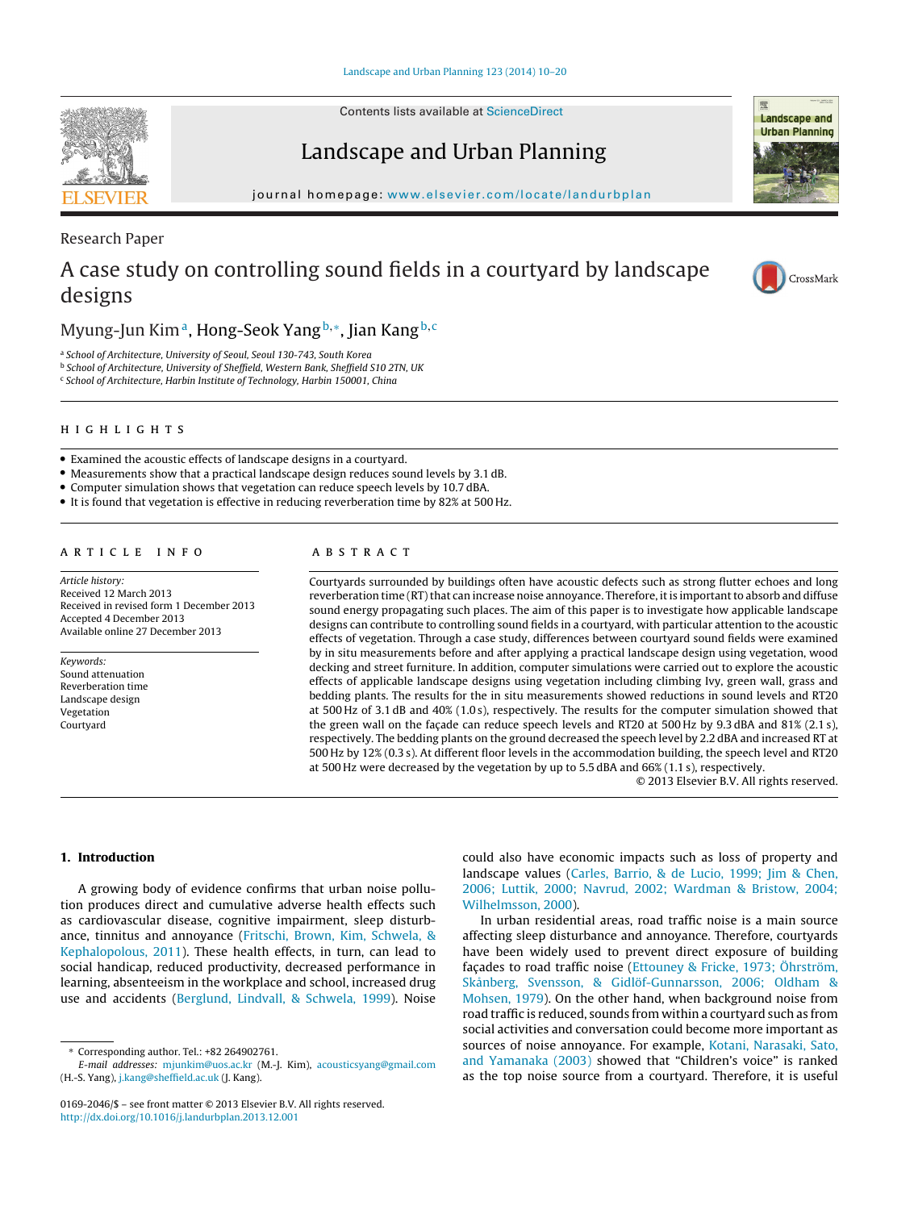Research Paper

# A case study on controlling sound fields in a courtyard by landscape designs

Myung-Jun Kim[a], Hong-Seok Yang[b,*], Jian Kang[b,c]

[a] School of Architecture, University of Seoul, Seoul 130-743, South Korea
[b] School of Architecture, University of Sheffield, Western Bank, Sheffield S10 2TN, UK
[c] School of Architecture, Harbin Institute of Technology, Harbin 150001, China

## HIGHLIGHTS

- Examined the acoustic effects of landscape designs in a courtyard.
- Measurements show that a practical landscape design reduces sound levels by 3.1 dB.
- Computer simulation shows that vegetation can reduce speech levels by 10.7 dBA.
- It is found that vegetation is effective in reducing reverberation time by 82% at 500 Hz.

## ARTICLE INFO

*Article history:*
Received 12 March 2013
Received in revised form 1 December 2013
Accepted 4 December 2013
Available online 27 December 2013

*Keywords:*
Sound attenuation
Reverberation time
Landscape design
Vegetation
Courtyard

## ABSTRACT

Courtyards surrounded by buildings often have acoustic defects such as strong flutter echoes and long reverberation time (RT) that can increase noise annoyance. Therefore, it is important to absorb and diffuse sound energy propagating such places. The aim of this paper is to investigate how applicable landscape designs can contribute to controlling sound fields in a courtyard, with particular attention to the acoustic effects of vegetation. Through a case study, differences between courtyard sound fields were examined by in situ measurements before and after applying a practical landscape design using vegetation, wood decking and street furniture. In addition, computer simulations were carried out to explore the acoustic effects of applicable landscape designs using vegetation including climbing Ivy, green wall, grass and bedding plants. The results for the in situ measurements showed reductions in sound levels and RT20 at 500 Hz of 3.1 dB and 40% (1.0 s), respectively. The results for the computer simulation showed that the green wall on the façade can reduce speech levels and RT20 at 500 Hz by 9.3 dBA and 81% (2.1 s), respectively. The bedding plants on the ground decreased the speech level by 2.2 dBA and increased RT at 500 Hz by 12% (0.3 s). At different floor levels in the accommodation building, the speech level and RT20 at 500 Hz were decreased by the vegetation by up to 5.5 dBA and 66% (1.1 s), respectively.

© 2013 Elsevier B.V. All rights reserved.

## 1. Introduction

A growing body of evidence confirms that urban noise pollution produces direct and cumulative adverse health effects such as cardiovascular disease, cognitive impairment, sleep disturbance, tinnitus and annoyance (Fritschi, Brown, Kim, Schwela, & Kephalopolous, 2011). These health effects, in turn, can lead to social handicap, reduced productivity, decreased performance in learning, absenteeism in the workplace and school, increased drug use and accidents (Berglund, Lindvall, & Schwela, 1999). Noise could also have economic impacts such as loss of property and landscape values (Carles, Barrio, & de Lucio, 1999; Jim & Chen, 2006; Luttik, 2000; Navrud, 2002; Wardman & Bristow, 2004; Wilhelmsson, 2000).

In urban residential areas, road traffic noise is a main source affecting sleep disturbance and annoyance. Therefore, courtyards have been widely used to prevent direct exposure of building façades to road traffic noise (Ettouney & Fricke, 1973; Öhrström, Skånberg, Svensson, & Gidlöf-Gunnarsson, 2006; Oldham & Mohsen, 1979). On the other hand, when background noise from road traffic is reduced, sounds from within a courtyard such as from social activities and conversation could become more important as sources of noise annoyance. For example, Kotani, Narasaki, Sato, and Yamanaka (2003) showed that "Children's voice" is ranked as the top noise source from a courtyard. Therefore, it is useful

---

* Corresponding author. Tel.: +82 264902761.
*E-mail addresses:* mjunkim@uos.ac.kr (M.-J. Kim), acousticsyang@gmail.com (H.-S. Yang), j.kang@sheffield.ac.uk (J. Kang).

0169-2046/$ – see front matter © 2013 Elsevier B.V. All rights reserved.
http://dx.doi.org/10.1016/j.landurbplan.2013.12.001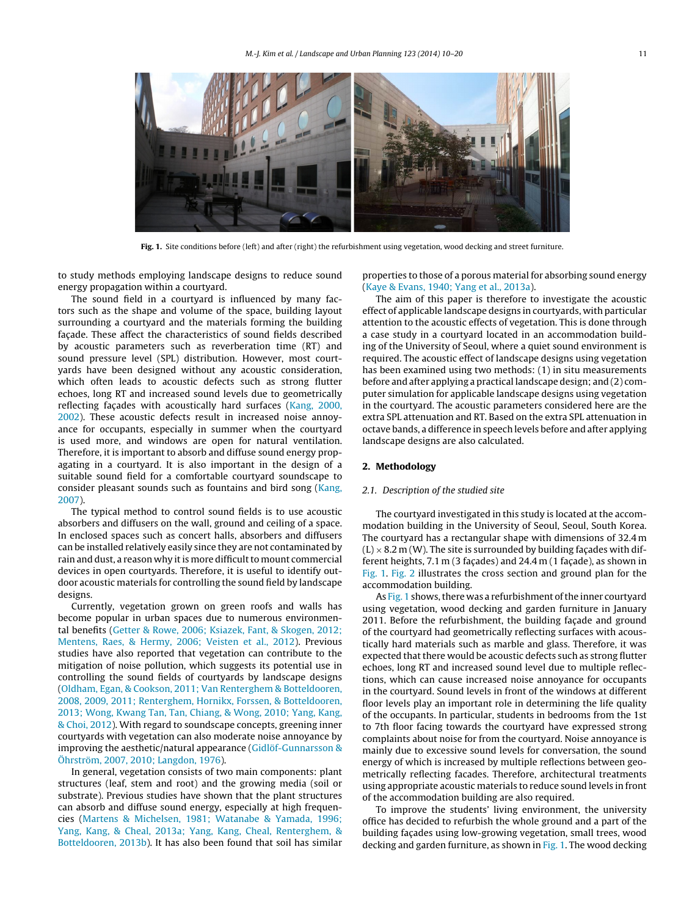Fig. 1. Site conditions before (left) and after (right) the refurbishment using vegetation, wood decking and street furniture.

to study methods employing landscape designs to reduce sound energy propagation within a courtyard.

The sound field in a courtyard is influenced by many factors such as the shape and volume of the space, building layout surrounding a courtyard and the materials forming the building façade. These affect the characteristics of sound fields described by acoustic parameters such as reverberation time (RT) and sound pressure level (SPL) distribution. However, most courtyards have been designed without any acoustic consideration, which often leads to acoustic defects such as strong flutter echoes, long RT and increased sound levels due to geometrically reflecting façades with acoustically hard surfaces (Kang, 2000, 2002). These acoustic defects result in increased noise annoyance for occupants, especially in summer when the courtyard is used more, and windows are open for natural ventilation. Therefore, it is important to absorb and diffuse sound energy propagating in a courtyard. It is also important in the design of a suitable sound field for a comfortable courtyard soundscape to consider pleasant sounds such as fountains and bird song (Kang, 2007).

The typical method to control sound fields is to use acoustic absorbers and diffusers on the wall, ground and ceiling of a space. In enclosed spaces such as concert halls, absorbers and diffusers can be installed relatively easily since they are not contaminated by rain and dust, a reason why it is more difficult to mount commercial devices in open courtyards. Therefore, it is useful to identify outdoor acoustic materials for controlling the sound field by landscape designs.

Currently, vegetation grown on green roofs and walls has become popular in urban spaces due to numerous environmental benefits (Getter & Rowe, 2006; Ksiazek, Fant, & Skogen, 2012; Mentens, Raes, & Hermy, 2006; Veisten et al., 2012). Previous studies have also reported that vegetation can contribute to the mitigation of noise pollution, which suggests its potential use in controlling the sound fields of courtyards by landscape designs (Oldham, Egan, & Cookson, 2011; Van Renterghem & Botteldooren, 2008, 2009, 2011; Renterghem, Hornikx, Forssen, & Botteldooren, 2013; Wong, Kwang Tan, Tan, Chiang, & Wong, 2010; Yang, Kang, & Choi, 2012). With regard to soundscape concepts, greening inner courtyards with vegetation can also moderate noise annoyance by improving the aesthetic/natural appearance (Gidlöf-Gunnarsson & Öhrström, 2007, 2010; Langdon, 1976).

In general, vegetation consists of two main components: plant structures (leaf, stem and root) and the growing media (soil or substrate). Previous studies have shown that the plant structures can absorb and diffuse sound energy, especially at high frequencies (Martens & Michelsen, 1981; Watanabe & Yamada, 1996; Yang, Kang, & Cheal, 2013a; Yang, Kang, Cheal, Renterghem, & Botteldooren, 2013b). It has also been found that soil has similar properties to those of a porous material for absorbing sound energy (Kaye & Evans, 1940; Yang et al., 2013a).

The aim of this paper is therefore to investigate the acoustic effect of applicable landscape designs in courtyards, with particular attention to the acoustic effects of vegetation. This is done through a case study in a courtyard located in an accommodation building of the University of Seoul, where a quiet sound environment is required. The acoustic effect of landscape designs using vegetation has been examined using two methods: (1) in situ measurements before and after applying a practical landscape design; and (2) computer simulation for applicable landscape designs using vegetation in the courtyard. The acoustic parameters considered here are the extra SPL attenuation and RT. Based on the extra SPL attenuation in octave bands, a difference in speech levels before and after applying landscape designs are also calculated.

## 2. Methodology

### 2.1. Description of the studied site

The courtyard investigated in this study is located at the accommodation building in the University of Seoul, Seoul, South Korea. The courtyard has a rectangular shape with dimensions of 32.4 m (L) × 8.2 m (W). The site is surrounded by building façades with different heights, 7.1 m (3 façades) and 24.4 m (1 façade), as shown in Fig. 1. Fig. 2 illustrates the cross section and ground plan for the accommodation building.

As Fig. 1 shows, there was a refurbishment of the inner courtyard using vegetation, wood decking and garden furniture in January 2011. Before the refurbishment, the building façade and ground of the courtyard had geometrically reflecting surfaces with acoustically hard materials such as marble and glass. Therefore, it was expected that there would be acoustic defects such as strong flutter echoes, long RT and increased sound level due to multiple reflections, which can cause increased noise annoyance for occupants in the courtyard. Sound levels in front of the windows at different floor levels play an important role in determining the life quality of the occupants. In particular, students in bedrooms from the 1st to 7th floor facing towards the courtyard have expressed strong complaints about noise for from the courtyard. Noise annoyance is mainly due to excessive sound levels for conversation, the sound energy of which is increased by multiple reflections between geometrically reflecting facades. Therefore, architectural treatments using appropriate acoustic materials to reduce sound levels in front of the accommodation building are also required.

To improve the students' living environment, the university office has decided to refurbish the whole ground and a part of the building façades using low-growing vegetation, small trees, wood decking and garden furniture, as shown in Fig. 1. The wood decking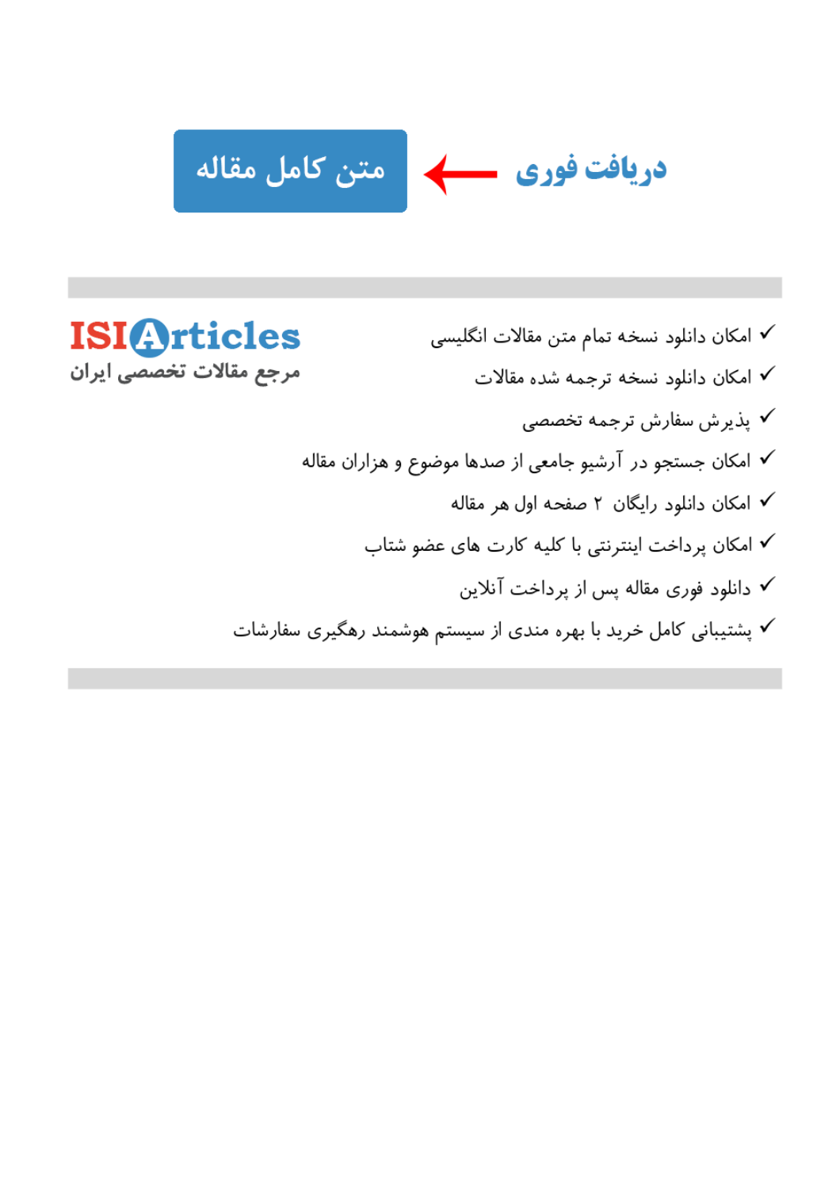دریافت فوری ← متن کامل مقاله

**ISIArticles**

مرجع مقالات تخصصی ایران

- ✓ امکان دانلود نسخه تمام متن مقالات انگلیسی
- ✓ امکان دانلود نسخه ترجمه شده مقالات
- ✓ پذیرش سفارش ترجمه تخصصی
- ✓ امکان جستجو در آرشیو جامعی از صدها موضوع و هزاران مقاله
- ✓ امکان دانلود رایگان ۲ صفحه اول هر مقاله
- ✓ امکان پرداخت اینترنتی با کلیه کارت های عضو شتاب
- ✓ دانلود فوری مقاله پس از پرداخت آنلاین
- ✓ پشتیبانی کامل خرید با بهره مندی از سیستم هوشمند رهگیری سفارشات